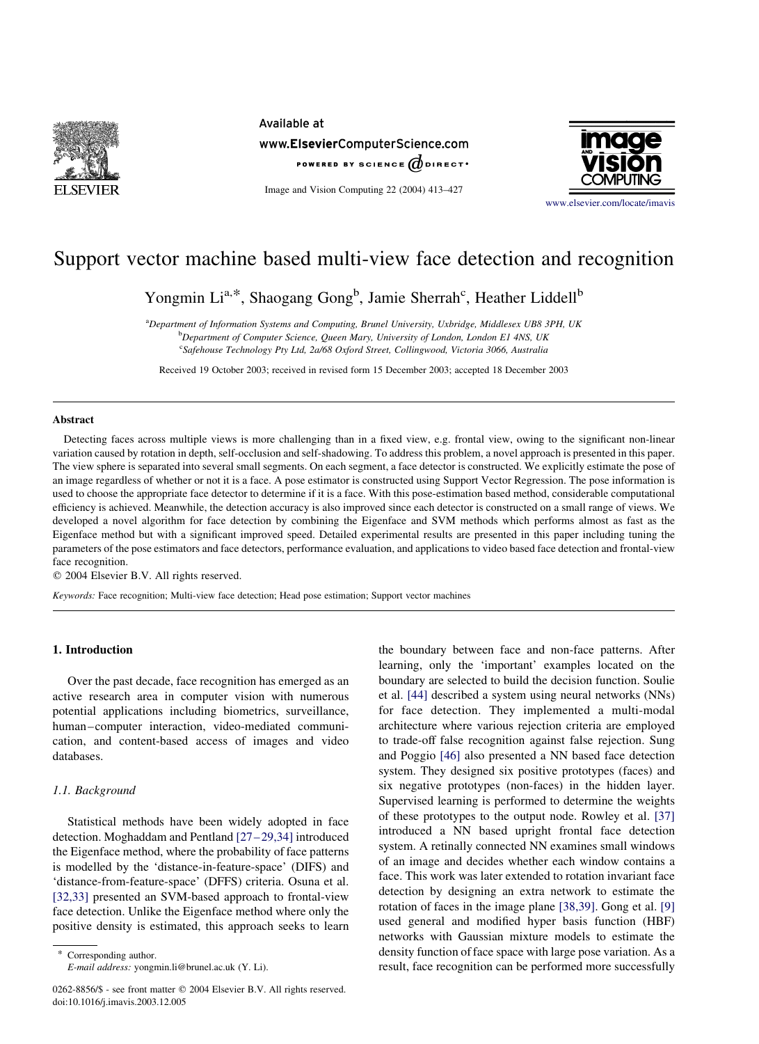# Support vector machine based multi-view face detection and recognition

Yongmin Li[a,*], Shaogang Gong[b], Jamie Sherrah[c], Heather Liddell[b]

[a]*Department of Information Systems and Computing, Brunel University, Uxbridge, Middlesex UB8 3PH, UK*
[b]*Department of Computer Science, Queen Mary, University of London, London E1 4NS, UK*
[c]*Safehouse Technology Pty Ltd, 2a/68 Oxford Street, Collingwood, Victoria 3066, Australia*

Received 19 October 2003; received in revised form 15 December 2003; accepted 18 December 2003

## Abstract

Detecting faces across multiple views is more challenging than in a fixed view, e.g. frontal view, owing to the significant non-linear variation caused by rotation in depth, self-occlusion and self-shadowing. To address this problem, a novel approach is presented in this paper. The view sphere is separated into several small segments. On each segment, a face detector is constructed. We explicitly estimate the pose of an image regardless of whether or not it is a face. A pose estimator is constructed using Support Vector Regression. The pose information is used to choose the appropriate face detector to determine if it is a face. With this pose-estimation based method, considerable computational efficiency is achieved. Meanwhile, the detection accuracy is also improved since each detector is constructed on a small range of views. We developed a novel algorithm for face detection by combining the Eigenface and SVM methods which performs almost as fast as the Eigenface method but with a significant improved speed. Detailed experimental results are presented in this paper including tuning the parameters of the pose estimators and face detectors, performance evaluation, and applications to video based face detection and frontal-view face recognition.

© 2004 Elsevier B.V. All rights reserved.

*Keywords:* Face recognition; Multi-view face detection; Head pose estimation; Support vector machines

## 1. Introduction

Over the past decade, face recognition has emerged as an active research area in computer vision with numerous potential applications including biometrics, surveillance, human–computer interaction, video-mediated communication, and content-based access of images and video databases.

### 1.1. Background

Statistical methods have been widely adopted in face detection. Moghaddam and Pentland [27–29,34] introduced the Eigenface method, where the probability of face patterns is modelled by the 'distance-in-feature-space' (DIFS) and 'distance-from-feature-space' (DFFS) criteria. Osuna et al. [32,33] presented an SVM-based approach to frontal-view face detection. Unlike the Eigenface method where only the positive density is estimated, this approach seeks to learn the boundary between face and non-face patterns. After learning, only the 'important' examples located on the boundary are selected to build the decision function. Soulie et al. [44] described a system using neural networks (NNs) for face detection. They implemented a multi-modal architecture where various rejection criteria are employed to trade-off false recognition against false rejection. Sung and Poggio [46] also presented a NN based face detection system. They designed six positive prototypes (faces) and six negative prototypes (non-faces) in the hidden layer. Supervised learning is performed to determine the weights of these prototypes to the output node. Rowley et al. [37] introduced a NN based upright frontal face detection system. A retinally connected NN examines small windows of an image and decides whether each window contains a face. This work was later extended to rotation invariant face detection by designing an extra network to estimate the rotation of faces in the image plane [38,39]. Gong et al. [9] used general and modified hyper basis function (HBF) networks with Gaussian mixture models to estimate the density function of face space with large pose variation. As a result, face recognition can be performed more successfully

\* Corresponding author.
*E-mail address:* yongmin.li@brunel.ac.uk (Y. Li).

0262-8856/$ - see front matter © 2004 Elsevier B.V. All rights reserved.
doi:10.1016/j.imavis.2003.12.005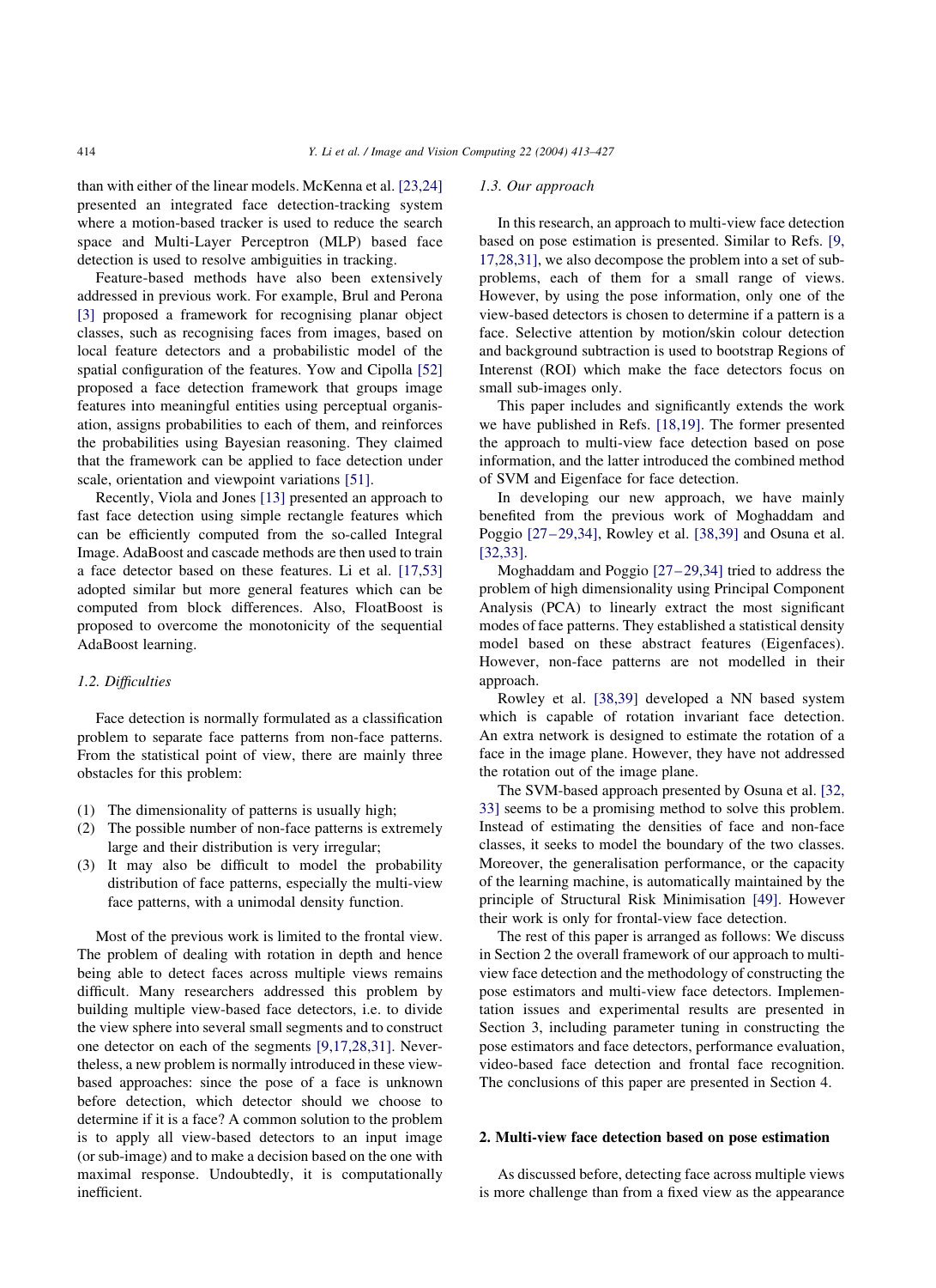than with either of the linear models. McKenna et al. [23,24] presented an integrated face detection-tracking system where a motion-based tracker is used to reduce the search space and Multi-Layer Perceptron (MLP) based face detection is used to resolve ambiguities in tracking.

Feature-based methods have also been extensively addressed in previous work. For example, Brul and Perona [3] proposed a framework for recognising planar object classes, such as recognising faces from images, based on local feature detectors and a probabilistic model of the spatial configuration of the features. Yow and Cipolla [52] proposed a face detection framework that groups image features into meaningful entities using perceptual organisation, assigns probabilities to each of them, and reinforces the probabilities using Bayesian reasoning. They claimed that the framework can be applied to face detection under scale, orientation and viewpoint variations [51].

Recently, Viola and Jones [13] presented an approach to fast face detection using simple rectangle features which can be efficiently computed from the so-called Integral Image. AdaBoost and cascade methods are then used to train a face detector based on these features. Li et al. [17,53] adopted similar but more general features which can be computed from block differences. Also, FloatBoost is proposed to overcome the monotonicity of the sequential AdaBoost learning.

### 1.2. Difficulties

Face detection is normally formulated as a classification problem to separate face patterns from non-face patterns. From the statistical point of view, there are mainly three obstacles for this problem:

(1) The dimensionality of patterns is usually high;
(2) The possible number of non-face patterns is extremely large and their distribution is very irregular;
(3) It may also be difficult to model the probability distribution of face patterns, especially the multi-view face patterns, with a unimodal density function.

Most of the previous work is limited to the frontal view. The problem of dealing with rotation in depth and hence being able to detect faces across multiple views remains difficult. Many researchers addressed this problem by building multiple view-based face detectors, i.e. to divide the view sphere into several small segments and to construct one detector on each of the segments [9,17,28,31]. Nevertheless, a new problem is normally introduced in these view-based approaches: since the pose of a face is unknown before detection, which detector should we choose to determine if it is a face? A common solution to the problem is to apply all view-based detectors to an input image (or sub-image) and to make a decision based on the one with maximal response. Undoubtedly, it is computationally inefficient.

### 1.3. Our approach

In this research, an approach to multi-view face detection based on pose estimation is presented. Similar to Refs. [9,17,28,31], we also decompose the problem into a set of sub-problems, each of them for a small range of views. However, by using the pose information, only one of the view-based detectors is chosen to determine if a pattern is a face. Selective attention by motion/skin colour detection and background subtraction is used to bootstrap Regions of Interest (ROI) which make the face detectors focus on small sub-images only.

This paper includes and significantly extends the work we have published in Refs. [18,19]. The former presented the approach to multi-view face detection based on pose information, and the latter introduced the combined method of SVM and Eigenface for face detection.

In developing our new approach, we have mainly benefited from the previous work of Moghaddam and Poggio [27–29,34], Rowley et al. [38,39] and Osuna et al. [32,33].

Moghaddam and Poggio [27–29,34] tried to address the problem of high dimensionality using Principal Component Analysis (PCA) to linearly extract the most significant modes of face patterns. They established a statistical density model based on these abstract features (Eigenfaces). However, non-face patterns are not modelled in their approach.

Rowley et al. [38,39] developed a NN based system which is capable of rotation invariant face detection. An extra network is designed to estimate the rotation of a face in the image plane. However, they have not addressed the rotation out of the image plane.

The SVM-based approach presented by Osuna et al. [32,33] seems to be a promising method to solve this problem. Instead of estimating the densities of face and non-face classes, it seeks to model the boundary of the two classes. Moreover, the generalisation performance, or the capacity of the learning machine, is automatically maintained by the principle of Structural Risk Minimisation [49]. However their work is only for frontal-view face detection.

The rest of this paper is arranged as follows: We discuss in Section 2 the overall framework of our approach to multi-view face detection and the methodology of constructing the pose estimators and multi-view face detectors. Implementation issues and experimental results are presented in Section 3, including parameter tuning in constructing the pose estimators and face detectors, performance evaluation, video-based face detection and frontal face recognition. The conclusions of this paper are presented in Section 4.

## 2. Multi-view face detection based on pose estimation

As discussed before, detecting face across multiple views is more challenge than from a fixed view as the appearance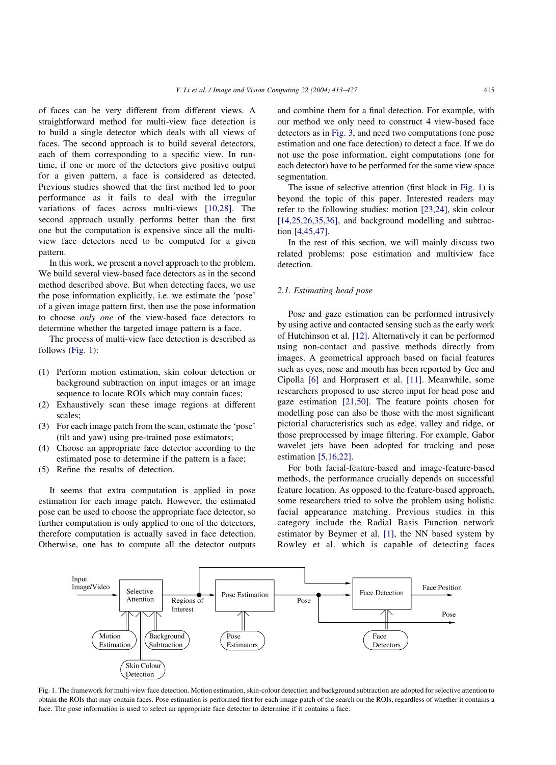of faces can be very different from different views. A straightforward method for multi-view face detection is to build a single detector which deals with all views of faces. The second approach is to build several detectors, each of them corresponding to a specific view. In run-time, if one or more of the detectors give positive output for a given pattern, a face is considered as detected. Previous studies showed that the first method led to poor performance as it fails to deal with the irregular variations of faces across multi-views [10,28]. The second approach usually performs better than the first one but the computation is expensive since all the multi-view face detectors need to be computed for a given pattern.

In this work, we present a novel approach to the problem. We build several view-based face detectors as in the second method described above. But when detecting faces, we use the pose information explicitly, i.e. we estimate the 'pose' of a given image pattern first, then use the pose information to choose *only one* of the view-based face detectors to determine whether the targeted image pattern is a face.

The process of multi-view face detection is described as follows (Fig. 1):

1. Perform motion estimation, skin colour detection or background subtraction on input images or an image sequence to locate ROIs which may contain faces;
2. Exhaustively scan these image regions at different scales;
3. For each image patch from the scan, estimate the 'pose' (tilt and yaw) using pre-trained pose estimators;
4. Choose an appropriate face detector according to the estimated pose to determine if the pattern is a face;
5. Refine the results of detection.

It seems that extra computation is applied in pose estimation for each image patch. However, the estimated pose can be used to choose the appropriate face detector, so further computation is only applied to one of the detectors, therefore computation is actually saved in face detection. Otherwise, one has to compute all the detector outputs and combine them for a final detection. For example, with our method we only need to construct 4 view-based face detectors as in Fig. 3, and need two computations (one pose estimation and one face detection) to detect a face. If we do not use the pose information, eight computations (one for each detector) have to be performed for the same view space segmentation.

The issue of selective attention (first block in Fig. 1) is beyond the topic of this paper. Interested readers may refer to the following studies: motion [23,24], skin colour [14,25,26,35,36], and background modelling and subtraction [4,45,47].

In the rest of this section, we will mainly discuss two related problems: pose estimation and multiview face detection.

### 2.1. Estimating head pose

Pose and gaze estimation can be performed intrusively by using active and contacted sensing such as the early work of Hutchinson et al. [12]. Alternatively it can be performed using non-contact and passive methods directly from images. A geometrical approach based on facial features such as eyes, nose and mouth has been reported by Gee and Cipolla [6] and Horprasert et al. [11]. Meanwhile, some researchers proposed to use stereo input for head pose and gaze estimation [21,50]. The feature points chosen for modelling pose can also be those with the most significant pictorial characteristics such as edge, valley and ridge, or those preprocessed by image filtering. For example, Gabor wavelet jets have been adopted for tracking and pose estimation [5,16,22].

For both facial-feature-based and image-feature-based methods, the performance crucially depends on successful feature location. As opposed to the feature-based approach, some researchers tried to solve the problem using holistic facial appearance matching. Previous studies in this category include the Radial Basis Function network estimator by Beymer et al. [1], the NN based system by Rowley et al. which is capable of detecting faces

Fig. 1. The framework for multi-view face detection. Motion estimation, skin-colour detection and background subtraction are adopted for selective attention to obtain the ROIs that may contain faces. Pose estimation is performed first for each image patch of the search on the ROIs, regardless of whether it contains a face. The pose information is used to select an appropriate face detector to determine if it contains a face.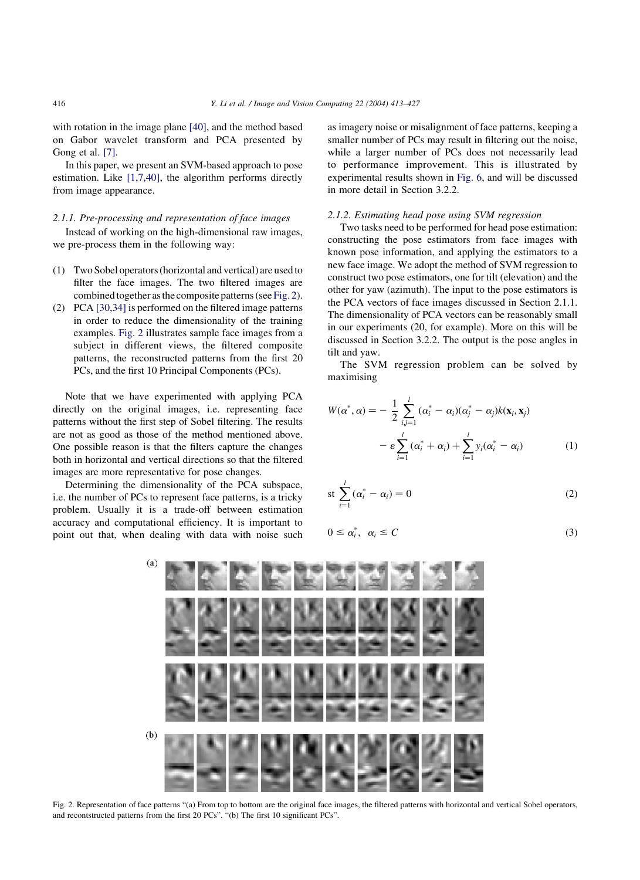with rotation in the image plane [40], and the method based on Gabor wavelet transform and PCA presented by Gong et al. [7].

In this paper, we present an SVM-based approach to pose estimation. Like [1,7,40], the algorithm performs directly from image appearance.

### 2.1.1. Pre-processing and representation of face images

Instead of working on the high-dimensional raw images, we pre-process them in the following way:

(1) Two Sobel operators (horizontal and vertical) are used to filter the face images. The two filtered images are combined together as the composite patterns (see Fig. 2).
(2) PCA [30,34] is performed on the filtered image patterns in order to reduce the dimensionality of the training examples. Fig. 2 illustrates sample face images from a subject in different views, the filtered composite patterns, the reconstructed patterns from the first 20 PCs, and the first 10 Principal Components (PCs).

Note that we have experimented with applying PCA directly on the original images, i.e. representing face patterns without the first step of Sobel filtering. The results are not as good as those of the method mentioned above. One possible reason is that the filters capture the changes both in horizontal and vertical directions so that the filtered images are more representative for pose changes.

Determining the dimensionality of the PCA subspace, i.e. the number of PCs to represent face patterns, is a tricky problem. Usually it is a trade-off between estimation accuracy and computational efficiency. It is important to point out that, when dealing with data with noise such as imagery noise or misalignment of face patterns, keeping a smaller number of PCs may result in filtering out the noise, while a larger number of PCs does not necessarily lead to performance improvement. This is illustrated by experimental results shown in Fig. 6, and will be discussed in more detail in Section 3.2.2.

### 2.1.2. Estimating head pose using SVM regression

Two tasks need to be performed for head pose estimation: constructing the pose estimators from face images with known pose information, and applying the estimators to a new face image. We adopt the method of SVM regression to construct two pose estimators, one for tilt (elevation) and the other for yaw (azimuth). The input to the pose estimators is the PCA vectors of face images discussed in Section 2.1.1. The dimensionality of PCA vectors can be reasonably small in our experiments (20, for example). More on this will be discussed in Section 3.2.2. The output is the pose angles in tilt and yaw.

The SVM regression problem can be solved by maximising

$$W(\alpha^*, \alpha) = -\frac{1}{2}\sum_{i,j=1}^{l}(\alpha_i^* - \alpha_i)(\alpha_j^* - \alpha_j)k(\mathbf{x}_i, \mathbf{x}_j) - \varepsilon\sum_{i=1}^{l}(\alpha_i^* + \alpha_i) + \sum_{i=1}^{l}y_i(\alpha_i^* - \alpha_i) \tag{1}$$

$$\text{st} \sum_{i=1}^{l}(\alpha_i^* - \alpha_i) = 0 \tag{2}$$

$$0 \le \alpha_i^*, \ \ \alpha_i \le C \tag{3}$$

Fig. 2. Representation of face patterns "(a) From top to bottom are the original face images, the filtered patterns with horizontal and vertical Sobel operators, and recontstructed patterns from the first 20 PCs". "(b) The first 10 significant PCs".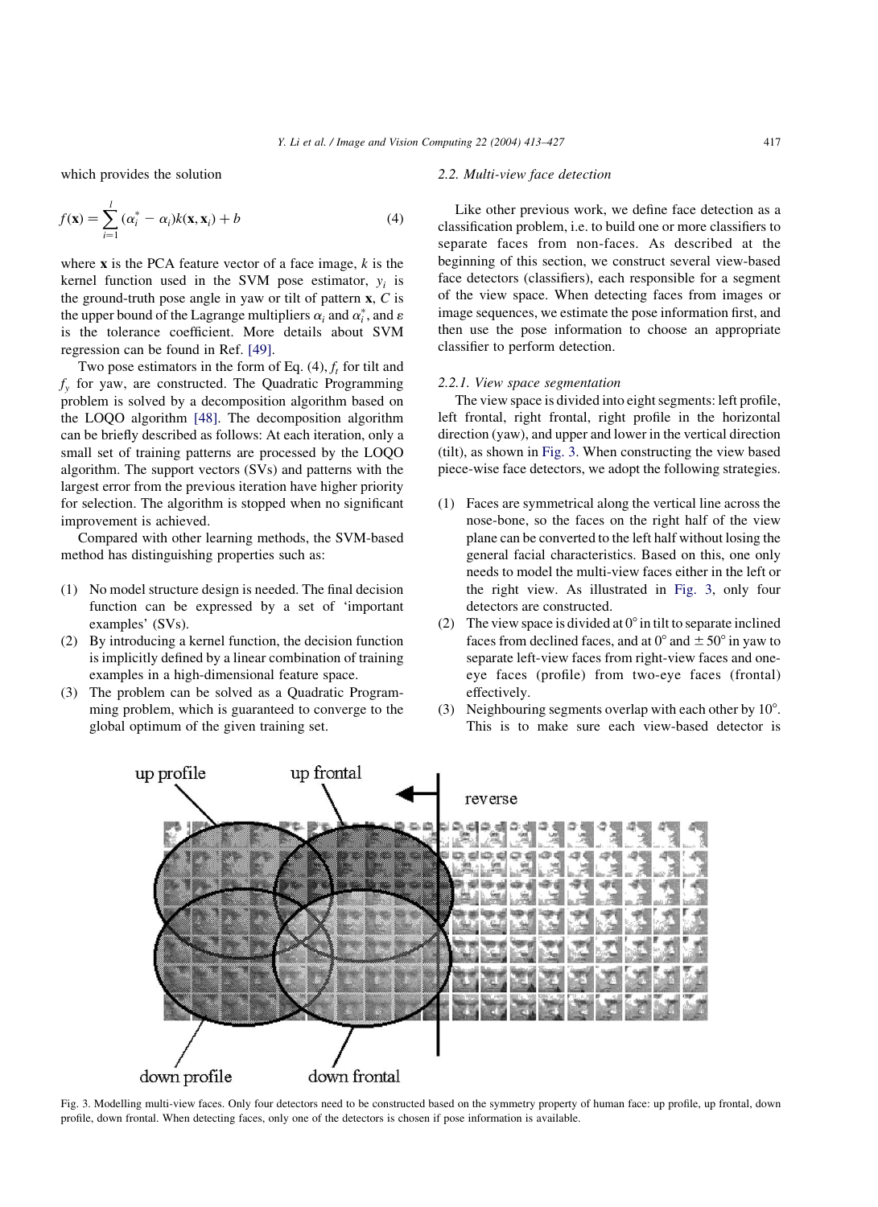which provides the solution

$$f(\mathbf{x}) = \sum_{i=1}^{l} (\alpha_i^* - \alpha_i) k(\mathbf{x}, \mathbf{x}_i) + b \tag{4}$$

where $\mathbf{x}$ is the PCA feature vector of a face image, $k$ is the kernel function used in the SVM pose estimator, $y_i$ is the ground-truth pose angle in yaw or tilt of pattern $\mathbf{x}$, $C$ is the upper bound of the Lagrange multipliers $\alpha_i$ and $\alpha_i^*$, and $\varepsilon$ is the tolerance coefficient. More details about SVM regression can be found in Ref. [49].

Two pose estimators in the form of Eq. (4), $f_t$ for tilt and $f_y$ for yaw, are constructed. The Quadratic Programming problem is solved by a decomposition algorithm based on the LOQO algorithm [48]. The decomposition algorithm can be briefly described as follows: At each iteration, only a small set of training patterns are processed by the LOQO algorithm. The support vectors (SVs) and patterns with the largest error from the previous iteration have higher priority for selection. The algorithm is stopped when no significant improvement is achieved.

Compared with other learning methods, the SVM-based method has distinguishing properties such as:

(1) No model structure design is needed. The final decision function can be expressed by a set of 'important examples' (SVs).
(2) By introducing a kernel function, the decision function is implicitly defined by a linear combination of training examples in a high-dimensional feature space.
(3) The problem can be solved as a Quadratic Programming problem, which is guaranteed to converge to the global optimum of the given training set.

### 2.2. Multi-view face detection

Like other previous work, we define face detection as a classification problem, i.e. to build one or more classifiers to separate faces from non-faces. As described at the beginning of this section, we construct several view-based face detectors (classifiers), each responsible for a segment of the view space. When detecting faces from images or image sequences, we estimate the pose information first, and then use the pose information to choose an appropriate classifier to perform detection.

#### 2.2.1. View space segmentation

The view space is divided into eight segments: left profile, left frontal, right frontal, right profile in the horizontal direction (yaw), and upper and lower in the vertical direction (tilt), as shown in Fig. 3. When constructing the view based piece-wise face detectors, we adopt the following strategies.

(1) Faces are symmetrical along the vertical line across the nose-bone, so the faces on the right half of the view plane can be converted to the left half without losing the general facial characteristics. Based on this, one only needs to model the multi-view faces either in the left or the right view. As illustrated in Fig. 3, only four detectors are constructed.
(2) The view space is divided at 0° in tilt to separate inclined faces from declined faces, and at 0° and ± 50° in yaw to separate left-view faces from right-view faces and one-eye faces (profile) from two-eye faces (frontal) effectively.
(3) Neighbouring segments overlap with each other by 10°. This is to make sure each view-based detector is

Fig. 3. Modelling multi-view faces. Only four detectors need to be constructed based on the symmetry property of human face: up profile, up frontal, down profile, down frontal. When detecting faces, only one of the detectors is chosen if pose information is available.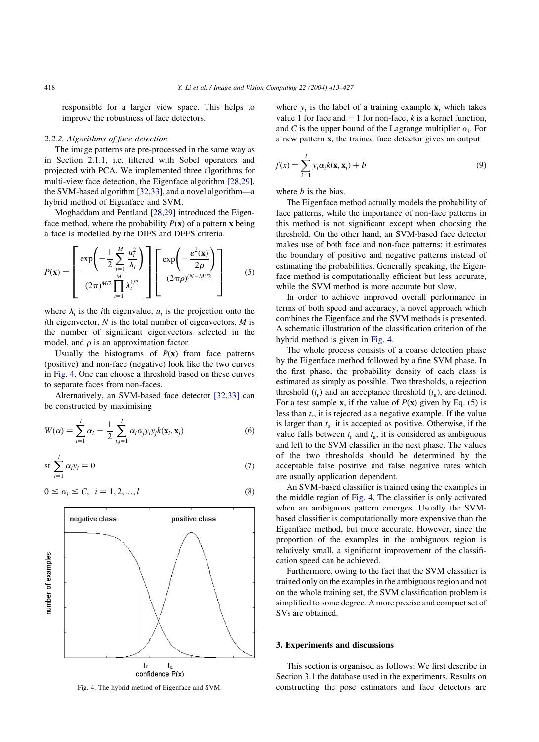responsible for a larger view space. This helps to improve the robustness of face detectors.

### 2.2.2. Algorithms of face detection

The image patterns are pre-processed in the same way as in Section 2.1.1, i.e. filtered with Sobel operators and projected with PCA. We implemented three algorithms for multi-view face detection, the Eigenface algorithm [28,29], the SVM-based algorithm [32,33], and a novel algorithm—a hybrid method of Eigenface and SVM.

Moghaddam and Pentland [28,29] introduced the Eigenface method, where the probability $P(\mathbf{x})$ of a pattern $\mathbf{x}$ being a face is modelled by the DIFS and DFFS criteria.

$$P(\mathbf{x}) = \left[ \frac{\exp\left( -\frac{1}{2} \sum_{i=1}^{M} \frac{u_i^2}{\lambda_i} \right)}{(2\pi)^{M/2} \prod_{i=1}^{M} \lambda_i^{1/2}} \right] \left[ \frac{\exp\left( -\frac{\varepsilon^2(\mathbf{x})}{2\rho} \right)}{(2\pi\rho)^{(N-M)/2}} \right] \tag{5}$$

where $\lambda_i$ is the $i$th eigenvalue, $u_i$ is the projection onto the $i$th eigenvector, $N$ is the total number of eigenvectors, $M$ is the number of significant eigenvectors selected in the model, and $\rho$ is an approximation factor.

Usually the histograms of $P(\mathbf{x})$ from face patterns (positive) and non-face (negative) look like the two curves in Fig. 4. One can choose a threshold based on these curves to separate faces from non-faces.

Alternatively, an SVM-based face detector [32,33] can be constructed by maximising

$$W(\alpha) = \sum_{i=1}^{l} \alpha_i - \frac{1}{2} \sum_{i,j=1}^{l} \alpha_i \alpha_j y_i y_j k(\mathbf{x}_i, \mathbf{x}_j) \tag{6}$$

$$\text{st} \sum_{i=1}^{l} \alpha_i y_i = 0 \tag{7}$$

$$0 \le \alpha_i \le C, \quad i = 1, 2, \ldots, l \tag{8}$$

Fig. 4. The hybrid method of Eigenface and SVM.

where $y_i$ is the label of a training example $\mathbf{x}_i$ which takes value 1 for face and $-1$ for non-face, $k$ is a kernel function, and $C$ is the upper bound of the Lagrange multiplier $\alpha_i$. For a new pattern $\mathbf{x}$, the trained face detector gives an output

$$f(x) = \sum_{i=1}^{l} y_i \alpha_i k(\mathbf{x}, \mathbf{x}_i) + b \tag{9}$$

where $b$ is the bias.

The Eigenface method actually models the probability of face patterns, while the importance of non-face patterns in this method is not significant except when choosing the threshold. On the other hand, an SVM-based face detector makes use of both face and non-face patterns: it estimates the boundary of positive and negative patterns instead of estimating the probabilities. Generally speaking, the Eigenface method is computationally efficient but less accurate, while the SVM method is more accurate but slow.

In order to achieve improved overall performance in terms of both speed and accuracy, a novel approach which combines the Eigenface and the SVM methods is presented. A schematic illustration of the classification criterion of the hybrid method is given in Fig. 4.

The whole process consists of a coarse detection phase by the Eigenface method followed by a fine SVM phase. In the first phase, the probability density of each class is estimated as simply as possible. Two thresholds, a rejection threshold ($t_r$) and an acceptance threshold ($t_a$), are defined. For a test sample $\mathbf{x}$, if the value of $P(\mathbf{x})$ given by Eq. (5) is less than $t_r$, it is rejected as a negative example. If the value is larger than $t_a$, it is accepted as positive. Otherwise, if the value falls between $t_r$ and $t_a$, it is considered as ambiguous and left to the SVM classifier in the next phase. The values of the two thresholds should be determined by the acceptable false positive and false negative rates which are usually application dependent.

An SVM-based classifier is trained using the examples in the middle region of Fig. 4. The classifier is only activated when an ambiguous pattern emerges. Usually the SVM-based classifier is computationally more expensive than the Eigenface method, but more accurate. However, since the proportion of the examples in the ambiguous region is relatively small, a significant improvement of the classification speed can be achieved.

Furthermore, owing to the fact that the SVM classifier is trained only on the examples in the ambiguous region and not on the whole training set, the SVM classification problem is simplified to some degree. A more precise and compact set of SVs are obtained.

## 3. Experiments and discussions

This section is organised as follows: We first describe in Section 3.1 the database used in the experiments. Results on constructing the pose estimators and face detectors are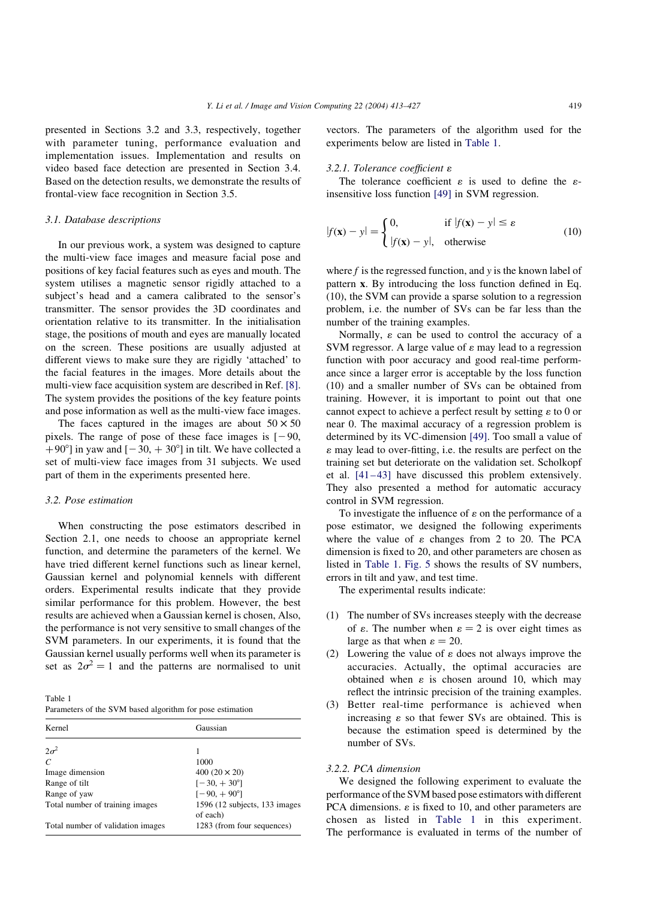presented in Sections 3.2 and 3.3, respectively, together with parameter tuning, performance evaluation and implementation issues. Implementation and results on video based face detection are presented in Section 3.4. Based on the detection results, we demonstrate the results of frontal-view face recognition in Section 3.5.

### 3.1. Database descriptions

In our previous work, a system was designed to capture the multi-view face images and measure facial pose and positions of key facial features such as eyes and mouth. The system utilises a magnetic sensor rigidly attached to a subject's head and a camera calibrated to the sensor's transmitter. The sensor provides the 3D coordinates and orientation relative to its transmitter. In the initialisation stage, the positions of mouth and eyes are manually located on the screen. These positions are usually adjusted at different views to make sure they are rigidly 'attached' to the facial features in the images. More details about the multi-view face acquisition system are described in Ref. [8]. The system provides the positions of the key feature points and pose information as well as the multi-view face images.

The faces captured in the images are about $50 \times 50$ pixels. The range of pose of these face images is $[-90, +90°]$ in yaw and $[-30, +30°]$ in tilt. We have collected a set of multi-view face images from 31 subjects. We used part of them in the experiments presented here.

### 3.2. Pose estimation

When constructing the pose estimators described in Section 2.1, one needs to choose an appropriate kernel function, and determine the parameters of the kernel. We have tried different kernel functions such as linear kernel, Gaussian kernel and polynomial kennels with different orders. Experimental results indicate that they provide similar performance for this problem. However, the best results are achieved when a Gaussian kernel is chosen, Also, the performance is not very sensitive to small changes of the SVM parameters. In our experiments, it is found that the Gaussian kernel usually performs well when its parameter is set as $2\sigma^2 = 1$ and the patterns are normalised to unit vectors. The parameters of the algorithm used for the experiments below are listed in Table 1.

Table 1
Parameters of the SVM based algorithm for pose estimation

| Kernel | Gaussian |
|---|---|
| $2\sigma^2$ | 1 |
| $C$ | 1000 |
| Image dimension | 400 ($20 \times 20$) |
| Range of tilt | $[-30, +30°]$ |
| Range of yaw | $[-90, +90°]$ |
| Total number of training images | 1596 (12 subjects, 133 images of each) |
| Total number of validation images | 1283 (from four sequences) |

#### 3.2.1. Tolerance coefficient $\varepsilon$

The tolerance coefficient $\varepsilon$ is used to define the $\varepsilon$-insensitive loss function [49] in SVM regression.

$$|f(\mathbf{x}) - y| = \begin{cases} 0, & \text{if } |f(\mathbf{x}) - y| \le \varepsilon \\ |f(\mathbf{x}) - y|, & \text{otherwise} \end{cases} \tag{10}$$

where $f$ is the regressed function, and $y$ is the known label of pattern $\mathbf{x}$. By introducing the loss function defined in Eq. (10), the SVM can provide a sparse solution to a regression problem, i.e. the number of SVs can be far less than the number of the training examples.

Normally, $\varepsilon$ can be used to control the accuracy of a SVM regressor. A large value of $\varepsilon$ may lead to a regression function with poor accuracy and good real-time performance since a larger error is acceptable by the loss function (10) and a smaller number of SVs can be obtained from training. However, it is important to point out that one cannot expect to achieve a perfect result by setting $\varepsilon$ to 0 or near 0. The maximal accuracy of a regression problem is determined by its VC-dimension [49]. Too small a value of $\varepsilon$ may lead to over-fitting, i.e. the results are perfect on the training set but deteriorate on the validation set. Scholkopf et al. [41–43] have discussed this problem extensively. They also presented a method for automatic accuracy control in SVM regression.

To investigate the influence of $\varepsilon$ on the performance of a pose estimator, we designed the following experiments where the value of $\varepsilon$ changes from 2 to 20. The PCA dimension is fixed to 20, and other parameters are chosen as listed in Table 1. Fig. 5 shows the results of SV numbers, errors in tilt and yaw, and test time.

The experimental results indicate:

(1) The number of SVs increases steeply with the decrease of $\varepsilon$. The number when $\varepsilon = 2$ is over eight times as large as that when $\varepsilon = 20$.
(2) Lowering the value of $\varepsilon$ does not always improve the accuracies. Actually, the optimal accuracies are obtained when $\varepsilon$ is chosen around 10, which may reflect the intrinsic precision of the training examples.
(3) Better real-time performance is achieved when increasing $\varepsilon$ so that fewer SVs are obtained. This is because the estimation speed is determined by the number of SVs.

#### 3.2.2. PCA dimension

We designed the following experiment to evaluate the performance of the SVM based pose estimators with different PCA dimensions. $\varepsilon$ is fixed to 10, and other parameters are chosen as listed in Table 1 in this experiment. The performance is evaluated in terms of the number of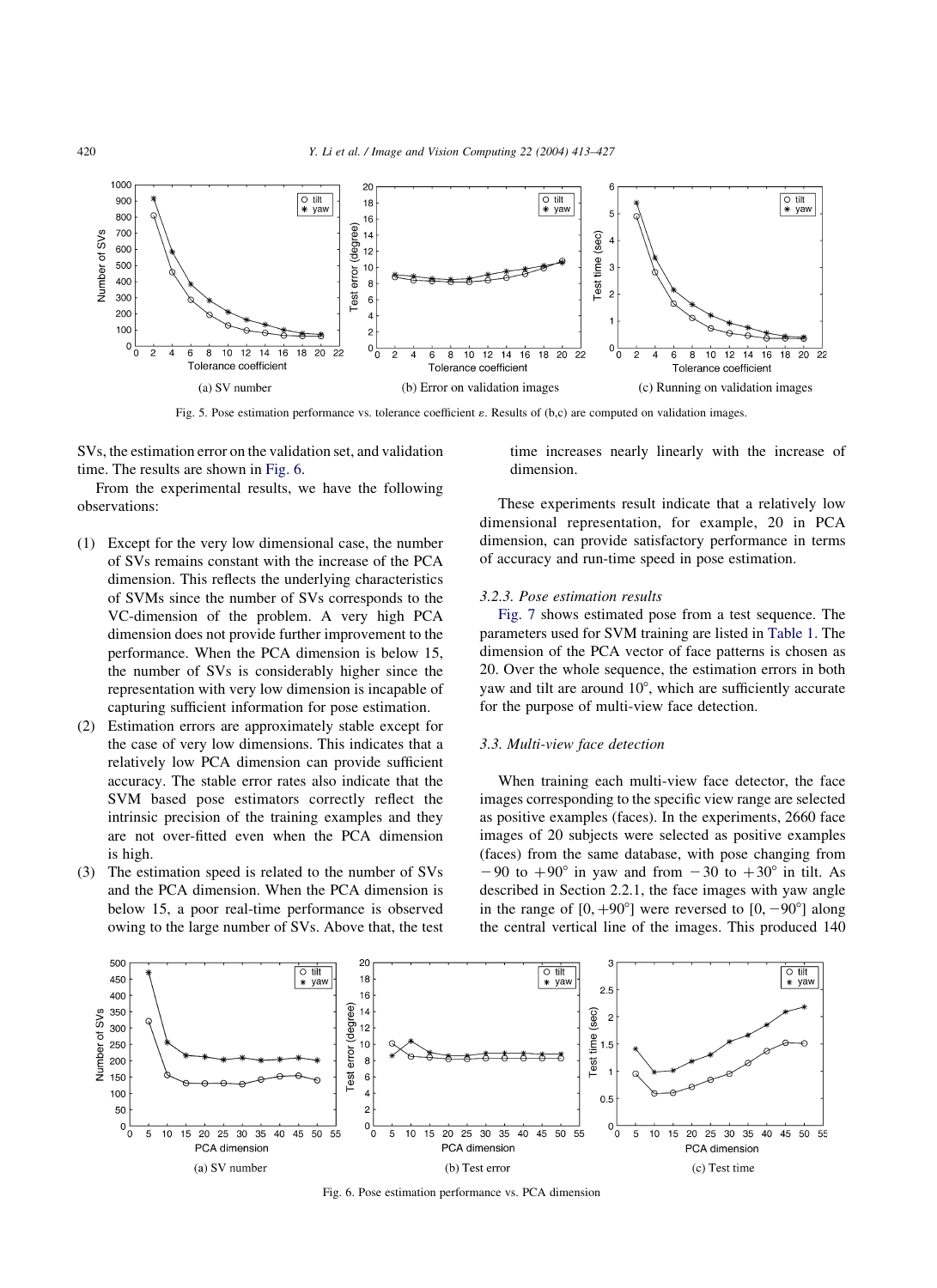(a) SV number

(b) Error on validation images

(c) Running on validation images

Fig. 5. Pose estimation performance vs. tolerance coefficient $\varepsilon$. Results of (b,c) are computed on validation images.

SVs, the estimation error on the validation set, and validation time. The results are shown in Fig. 6.

From the experimental results, we have the following observations:

(1) Except for the very low dimensional case, the number of SVs remains constant with the increase of the PCA dimension. This reflects the underlying characteristics of SVMs since the number of SVs corresponds to the VC-dimension of the problem. A very high PCA dimension does not provide further improvement to the performance. When the PCA dimension is below 15, the number of SVs is considerably higher since the representation with very low dimension is incapable of capturing sufficient information for pose estimation.
(2) Estimation errors are approximately stable except for the case of very low dimensions. This indicates that a relatively low PCA dimension can provide sufficient accuracy. The stable error rates also indicate that the SVM based pose estimators correctly reflect the intrinsic precision of the training examples and they are not over-fitted even when the PCA dimension is high.
(3) The estimation speed is related to the number of SVs and the PCA dimension. When the PCA dimension is below 15, a poor real-time performance is observed owing to the large number of SVs. Above that, the test time increases nearly linearly with the increase of dimension.

These experiments result indicate that a relatively low dimensional representation, for example, 20 in PCA dimension, can provide satisfactory performance in terms of accuracy and run-time speed in pose estimation.

### 3.2.3. Pose estimation results

Fig. 7 shows estimated pose from a test sequence. The parameters used for SVM training are listed in Table 1. The dimension of the PCA vector of face patterns is chosen as 20. Over the whole sequence, the estimation errors in both yaw and tilt are around 10°, which are sufficiently accurate for the purpose of multi-view face detection.

## 3.3. Multi-view face detection

When training each multi-view face detector, the face images corresponding to the specific view range are selected as positive examples (faces). In the experiments, 2660 face images of 20 subjects were selected as positive examples (faces) from the same database, with pose changing from $-90$ to $+90°$ in yaw and from $-30$ to $+30°$ in tilt. As described in Section 2.2.1, the face images with yaw angle in the range of $[0, +90°]$ were reversed to $[0, -90°]$ along the central vertical line of the images. This produced 140

(a) SV number

(b) Test error

(c) Test time

Fig. 6. Pose estimation performance vs. PCA dimension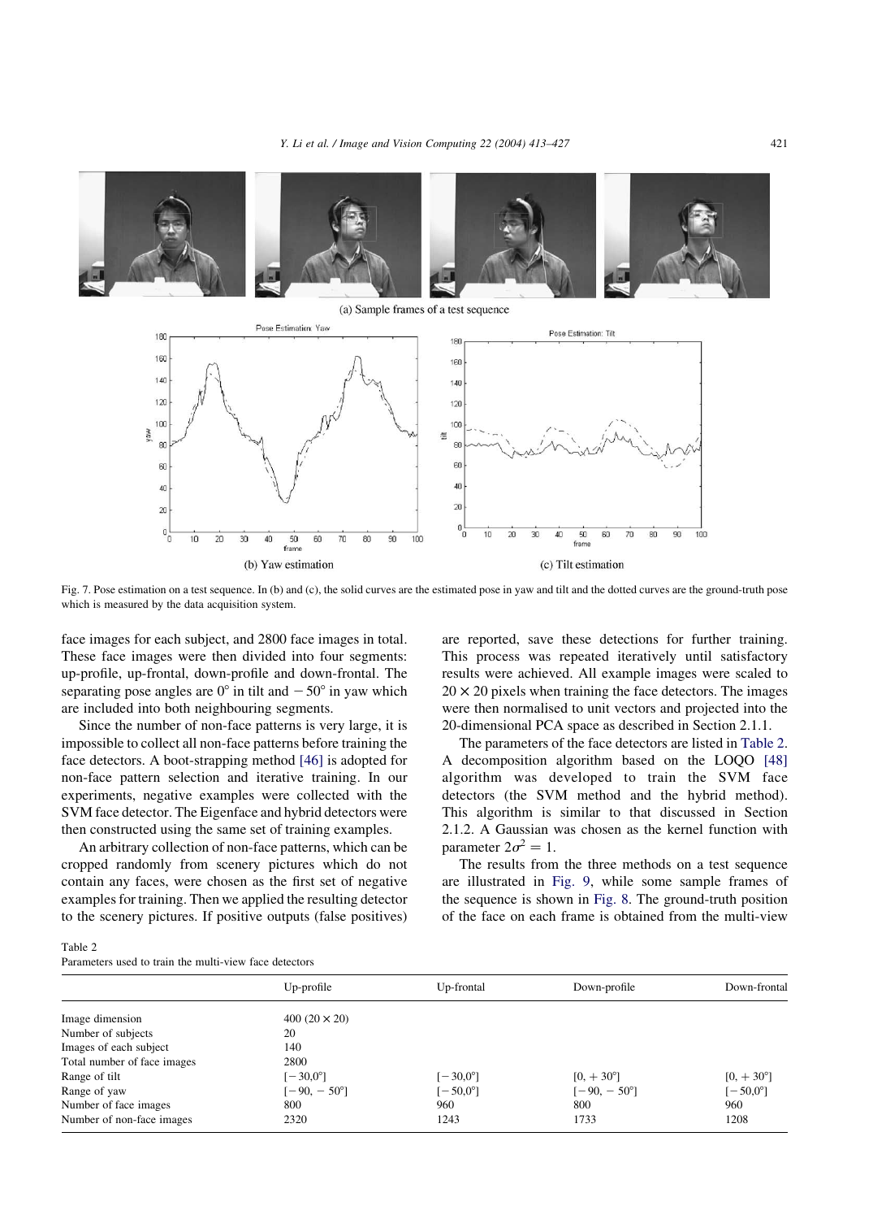(a) Sample frames of a test sequence

(b) Yaw estimation

(c) Tilt estimation

Fig. 7. Pose estimation on a test sequence. In (b) and (c), the solid curves are the estimated pose in yaw and tilt and the dotted curves are the ground-truth pose which is measured by the data acquisition system.

face images for each subject, and 2800 face images in total. These face images were then divided into four segments: up-profile, up-frontal, down-profile and down-frontal. The separating pose angles are 0° in tilt and −50° in yaw which are included into both neighbouring segments.

Since the number of non-face patterns is very large, it is impossible to collect all non-face patterns before training the face detectors. A boot-strapping method [46] is adopted for non-face pattern selection and iterative training. In our experiments, negative examples were collected with the SVM face detector. The Eigenface and hybrid detectors were then constructed using the same set of training examples.

An arbitrary collection of non-face patterns, which can be cropped randomly from scenery pictures which do not contain any faces, were chosen as the first set of negative examples for training. Then we applied the resulting detector to the scenery pictures. If positive outputs (false positives) are reported, save these detections for further training. This process was repeated iteratively until satisfactory results were achieved. All example images were scaled to $20 \times 20$ pixels when training the face detectors. The images were then normalised to unit vectors and projected into the 20-dimensional PCA space as described in Section 2.1.1.

The parameters of the face detectors are listed in Table 2. A decomposition algorithm based on the LOQO [48] algorithm was developed to train the SVM face detectors (the SVM method and the hybrid method). This algorithm is similar to that discussed in Section 2.1.2. A Gaussian was chosen as the kernel function with parameter $2\sigma^2 = 1$.

The results from the three methods on a test sequence are illustrated in Fig. 9, while some sample frames of the sequence is shown in Fig. 8. The ground-truth position of the face on each frame is obtained from the multi-view

Table 2
Parameters used to train the multi-view face detectors

| | Up-profile | Up-frontal | Down-profile | Down-frontal |
|---|---|---|---|---|
| Image dimension | 400 ($20 \times 20$) | | | |
| Number of subjects | 20 | | | |
| Images of each subject | 140 | | | |
| Total number of face images | 2800 | | | |
| Range of tilt | [−30,0°] | [−30,0°] | [0, +30°] | [0, +30°] |
| Range of yaw | [−90, −50°] | [−50,0°] | [−90, −50°] | [−50,0°] |
| Number of face images | 800 | 960 | 800 | 960 |
| Number of non-face images | 2320 | 1243 | 1733 | 1208 |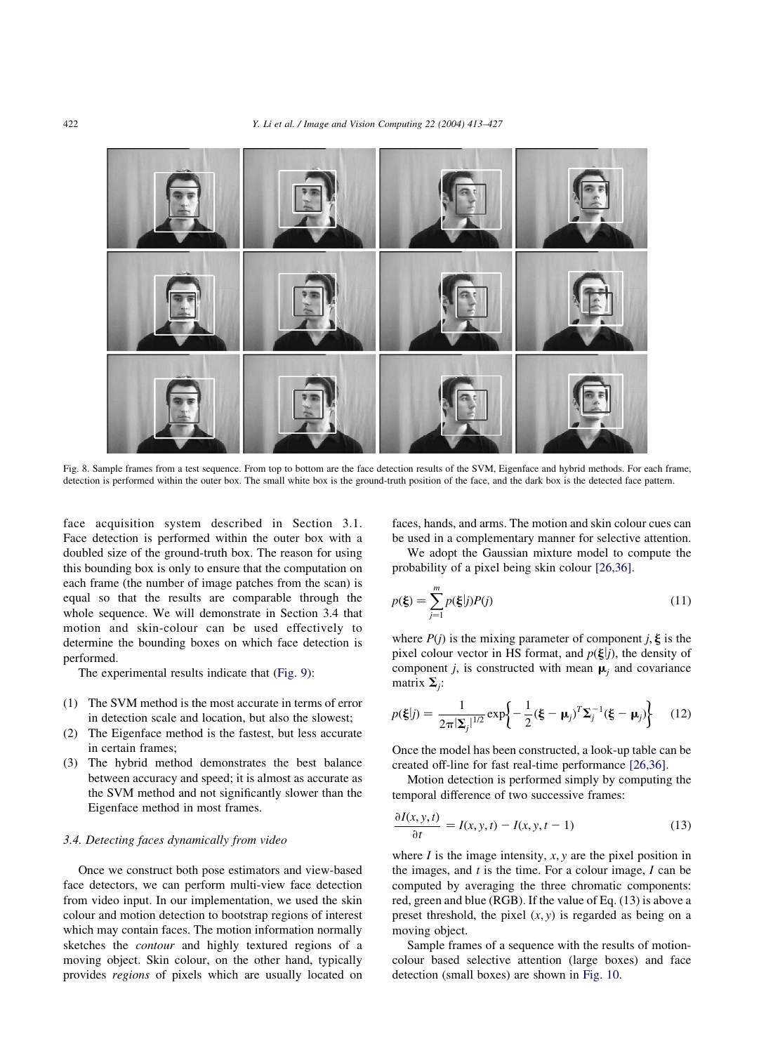Fig. 8. Sample frames from a test sequence. From top to bottom are the face detection results of the SVM, Eigenface and hybrid methods. For each frame, detection is performed within the outer box. The small white box is the ground-truth position of the face, and the dark box is the detected face pattern.

face acquisition system described in Section 3.1. Face detection is performed within the outer box with a doubled size of the ground-truth box. The reason for using this bounding box is only to ensure that the computation on each frame (the number of image patches from the scan) is equal so that the results are comparable through the whole sequence. We will demonstrate in Section 3.4 that motion and skin-colour can be used effectively to determine the bounding boxes on which face detection is performed.

The experimental results indicate that (Fig. 9):

1. The SVM method is the most accurate in terms of error in detection scale and location, but also the slowest;
2. The Eigenface method is the fastest, but less accurate in certain frames;
3. The hybrid method demonstrates the best balance between accuracy and speed; it is almost as accurate as the SVM method and not significantly slower than the Eigenface method in most frames.

### 3.4. Detecting faces dynamically from video

Once we construct both pose estimators and view-based face detectors, we can perform multi-view face detection from video input. In our implementation, we used the skin colour and motion detection to bootstrap regions of interest which may contain faces. The motion information normally sketches the *contour* and highly textured regions of a moving object. Skin colour, on the other hand, typically provides *regions* of pixels which are usually located on faces, hands, and arms. The motion and skin colour cues can be used in a complementary manner for selective attention.

We adopt the Gaussian mixture model to compute the probability of a pixel being skin colour [26,36].

$$p(\boldsymbol{\xi}) = \sum_{j=1}^{m} p(\boldsymbol{\xi}|j)P(j) \tag{11}$$

where $P(j)$ is the mixing parameter of component $j$, $\boldsymbol{\xi}$ is the pixel colour vector in HS format, and $p(\boldsymbol{\xi}|j)$, the density of component $j$, is constructed with mean $\boldsymbol{\mu}_j$ and covariance matrix $\boldsymbol{\Sigma}_j$:

$$p(\boldsymbol{\xi}|j) = \frac{1}{2\pi|\boldsymbol{\Sigma}_j|^{1/2}} \exp\left\{-\frac{1}{2}(\boldsymbol{\xi} - \boldsymbol{\mu}_j)^T \boldsymbol{\Sigma}_j^{-1} (\boldsymbol{\xi} - \boldsymbol{\mu}_j)\right\} \tag{12}$$

Once the model has been constructed, a look-up table can be created off-line for fast real-time performance [26,36].

Motion detection is performed simply by computing the temporal difference of two successive frames:

$$\frac{\partial I(x, y, t)}{\partial t} = I(x, y, t) - I(x, y, t-1) \tag{13}$$

where $I$ is the image intensity, $x, y$ are the pixel position in the images, and $t$ is the time. For a colour image, $I$ can be computed by averaging the three chromatic components: red, green and blue (RGB). If the value of Eq. (13) is above a preset threshold, the pixel $(x, y)$ is regarded as being on a moving object.

Sample frames of a sequence with the results of motion-colour based selective attention (large boxes) and face detection (small boxes) are shown in Fig. 10.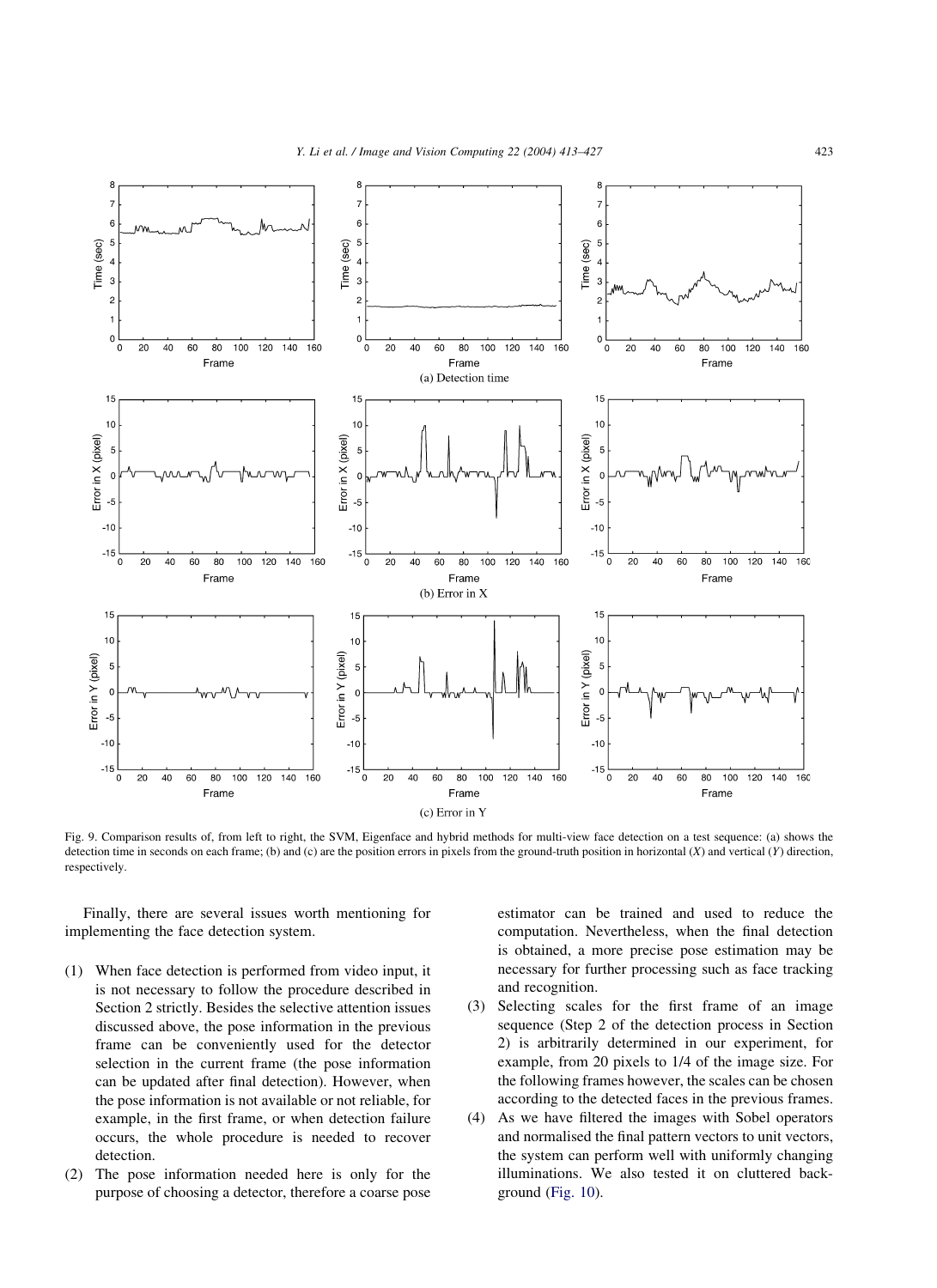Fig. 9. Comparison results of, from left to right, the SVM, Eigenface and hybrid methods for multi-view face detection on a test sequence: (a) shows the detection time in seconds on each frame; (b) and (c) are the position errors in pixels from the ground-truth position in horizontal ($X$) and vertical ($Y$) direction, respectively.

Finally, there are several issues worth mentioning for implementing the face detection system.

1. When face detection is performed from video input, it is not necessary to follow the procedure described in Section 2 strictly. Besides the selective attention issues discussed above, the pose information in the previous frame can be conveniently used for the detector selection in the current frame (the pose information can be updated after final detection). However, when the pose information is not available or not reliable, for example, in the first frame, or when detection failure occurs, the whole procedure is needed to recover detection.
2. The pose information needed here is only for the purpose of choosing a detector, therefore a coarse pose estimator can be trained and used to reduce the computation. Nevertheless, when the final detection is obtained, a more precise pose estimation may be necessary for further processing such as face tracking and recognition.
3. Selecting scales for the first frame of an image sequence (Step 2 of the detection process in Section 2) is arbitrarily determined in our experiment, for example, from 20 pixels to 1/4 of the image size. For the following frames however, the scales can be chosen according to the detected faces in the previous frames.
4. As we have filtered the images with Sobel operators and normalised the final pattern vectors to unit vectors, the system can perform well with uniformly changing illuminations. We also tested it on cluttered background (Fig. 10).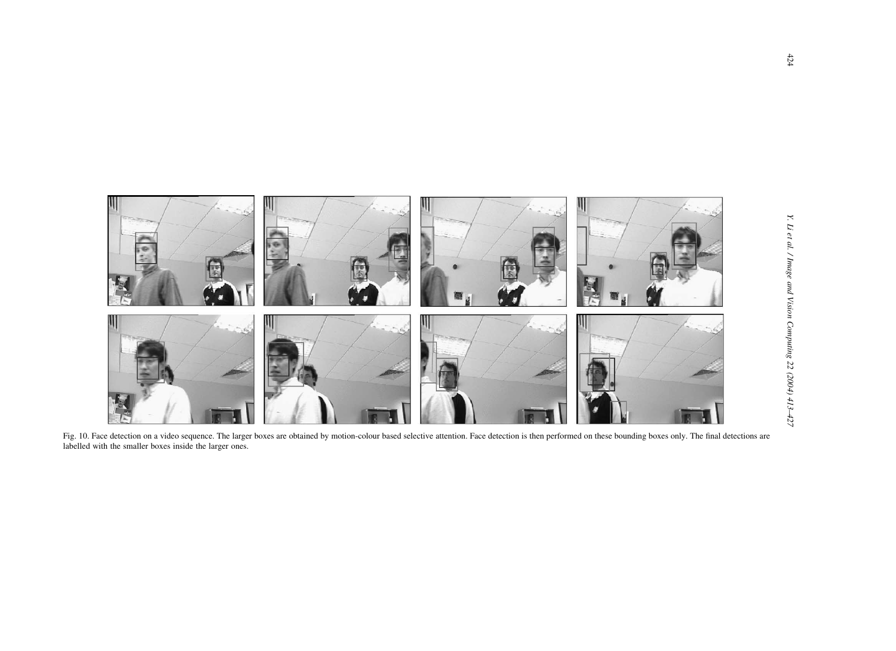Fig. 10. Face detection on a video sequence. The larger boxes are obtained by motion-colour based selective attention. Face detection is then performed on these bounding boxes only. The final detections are labelled with the smaller boxes inside the larger ones.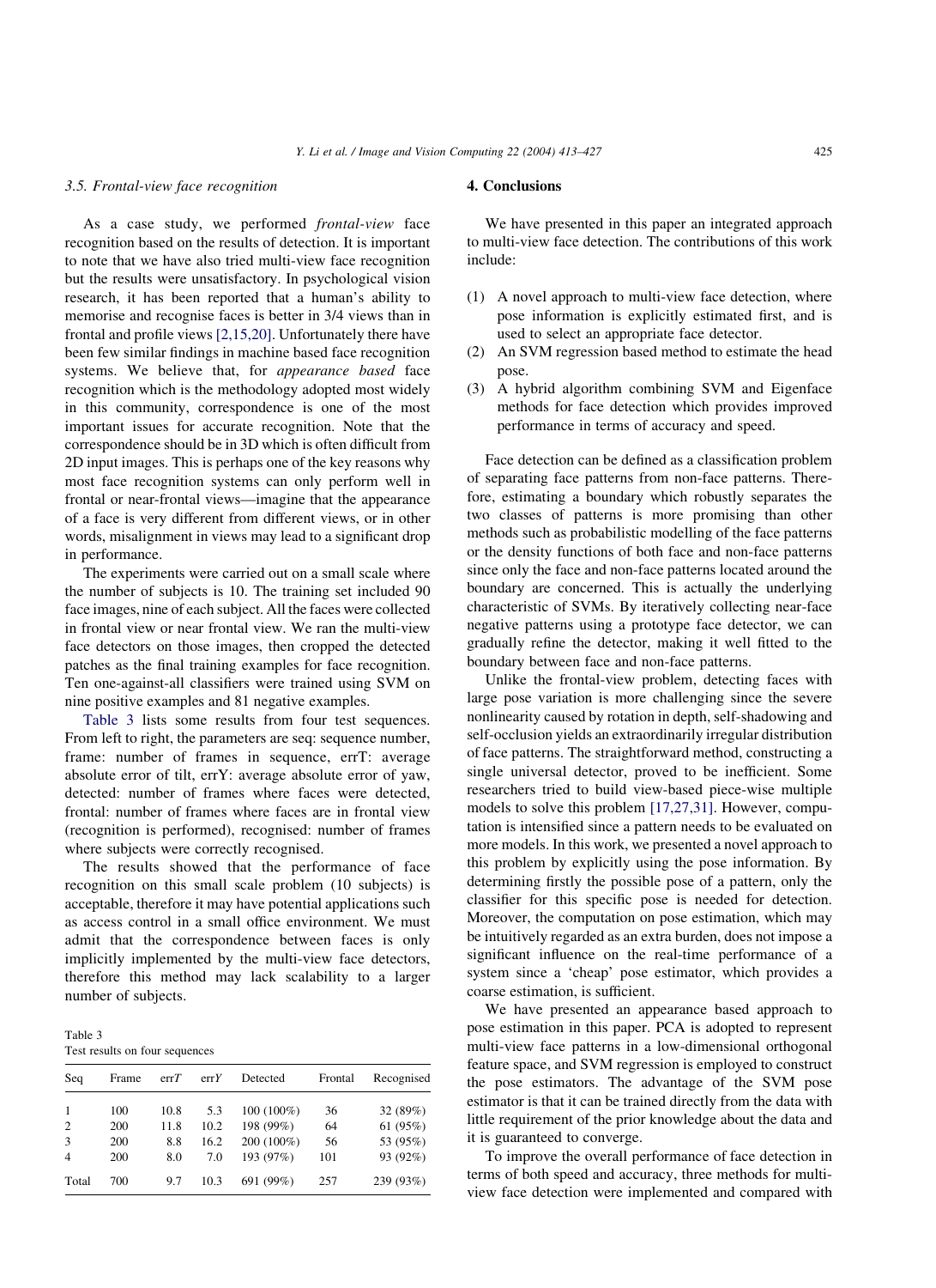### 3.5. Frontal-view face recognition

As a case study, we performed *frontal-view* face recognition based on the results of detection. It is important to note that we have also tried multi-view face recognition but the results were unsatisfactory. In psychological vision research, it has been reported that a human's ability to memorise and recognise faces is better in 3/4 views than in frontal and profile views [2,15,20]. Unfortunately there have been few similar findings in machine based face recognition systems. We believe that, for *appearance based* face recognition which is the methodology adopted most widely in this community, correspondence is one of the most important issues for accurate recognition. Note that the correspondence should be in 3D which is often difficult from 2D input images. This is perhaps one of the key reasons why most face recognition systems can only perform well in frontal or near-frontal views—imagine that the appearance of a face is very different from different views, or in other words, misalignment in views may lead to a significant drop in performance.

The experiments were carried out on a small scale where the number of subjects is 10. The training set included 90 face images, nine of each subject. All the faces were collected in frontal view or near frontal view. We ran the multi-view face detectors on those images, then cropped the detected patches as the final training examples for face recognition. Ten one-against-all classifiers were trained using SVM on nine positive examples and 81 negative examples.

Table 3 lists some results from four test sequences. From left to right, the parameters are seq: sequence number, frame: number of frames in sequence, errT: average absolute error of tilt, errY: average absolute error of yaw, detected: number of frames where faces were detected, frontal: number of frames where faces are in frontal view (recognition is performed), recognised: number of frames where subjects were correctly recognised.

The results showed that the performance of face recognition on this small scale problem (10 subjects) is acceptable, therefore it may have potential applications such as access control in a small office environment. We must admit that the correspondence between faces is only implicitly implemented by the multi-view face detectors, therefore this method may lack scalability to a larger number of subjects.

Table 3
Test results on four sequences

| Seq | Frame | err*T* | err*Y* | Detected | Frontal | Recognised |
|---|---|---|---|---|---|---|
| 1 | 100 | 10.8 | 5.3 | 100 (100%) | 36 | 32 (89%) |
| 2 | 200 | 11.8 | 10.2 | 198 (99%) | 64 | 61 (95%) |
| 3 | 200 | 8.8 | 16.2 | 200 (100%) | 56 | 53 (95%) |
| 4 | 200 | 8.0 | 7.0 | 193 (97%) | 101 | 93 (92%) |
| Total | 700 | 9.7 | 10.3 | 691 (99%) | 257 | 239 (93%) |

## 4. Conclusions

We have presented in this paper an integrated approach to multi-view face detection. The contributions of this work include:

(1) A novel approach to multi-view face detection, where pose information is explicitly estimated first, and is used to select an appropriate face detector.
(2) An SVM regression based method to estimate the head pose.
(3) A hybrid algorithm combining SVM and Eigenface methods for face detection which provides improved performance in terms of accuracy and speed.

Face detection can be defined as a classification problem of separating face patterns from non-face patterns. Therefore, estimating a boundary which robustly separates the two classes of patterns is more promising than other methods such as probabilistic modelling of the face patterns or the density functions of both face and non-face patterns since only the face and non-face patterns located around the boundary are concerned. This is actually the underlying characteristic of SVMs. By iteratively collecting near-face negative patterns using a prototype face detector, we can gradually refine the detector, making it well fitted to the boundary between face and non-face patterns.

Unlike the frontal-view problem, detecting faces with large pose variation is more challenging since the severe nonlinearity caused by rotation in depth, self-shadowing and self-occlusion yields an extraordinarily irregular distribution of face patterns. The straightforward method, constructing a single universal detector, proved to be inefficient. Some researchers tried to build view-based piece-wise multiple models to solve this problem [17,27,31]. However, computation is intensified since a pattern needs to be evaluated on more models. In this work, we presented a novel approach to this problem by explicitly using the pose information. By determining firstly the possible pose of a pattern, only the classifier for this specific pose is needed for detection. Moreover, the computation on pose estimation, which may be intuitively regarded as an extra burden, does not impose a significant influence on the real-time performance of a system since a 'cheap' pose estimator, which provides a coarse estimation, is sufficient.

We have presented an appearance based approach to pose estimation in this paper. PCA is adopted to represent multi-view face patterns in a low-dimensional orthogonal feature space, and SVM regression is employed to construct the pose estimators. The advantage of the SVM pose estimator is that it can be trained directly from the data with little requirement of the prior knowledge about the data and it is guaranteed to converge.

To improve the overall performance of face detection in terms of both speed and accuracy, three methods for multi-view face detection were implemented and compared with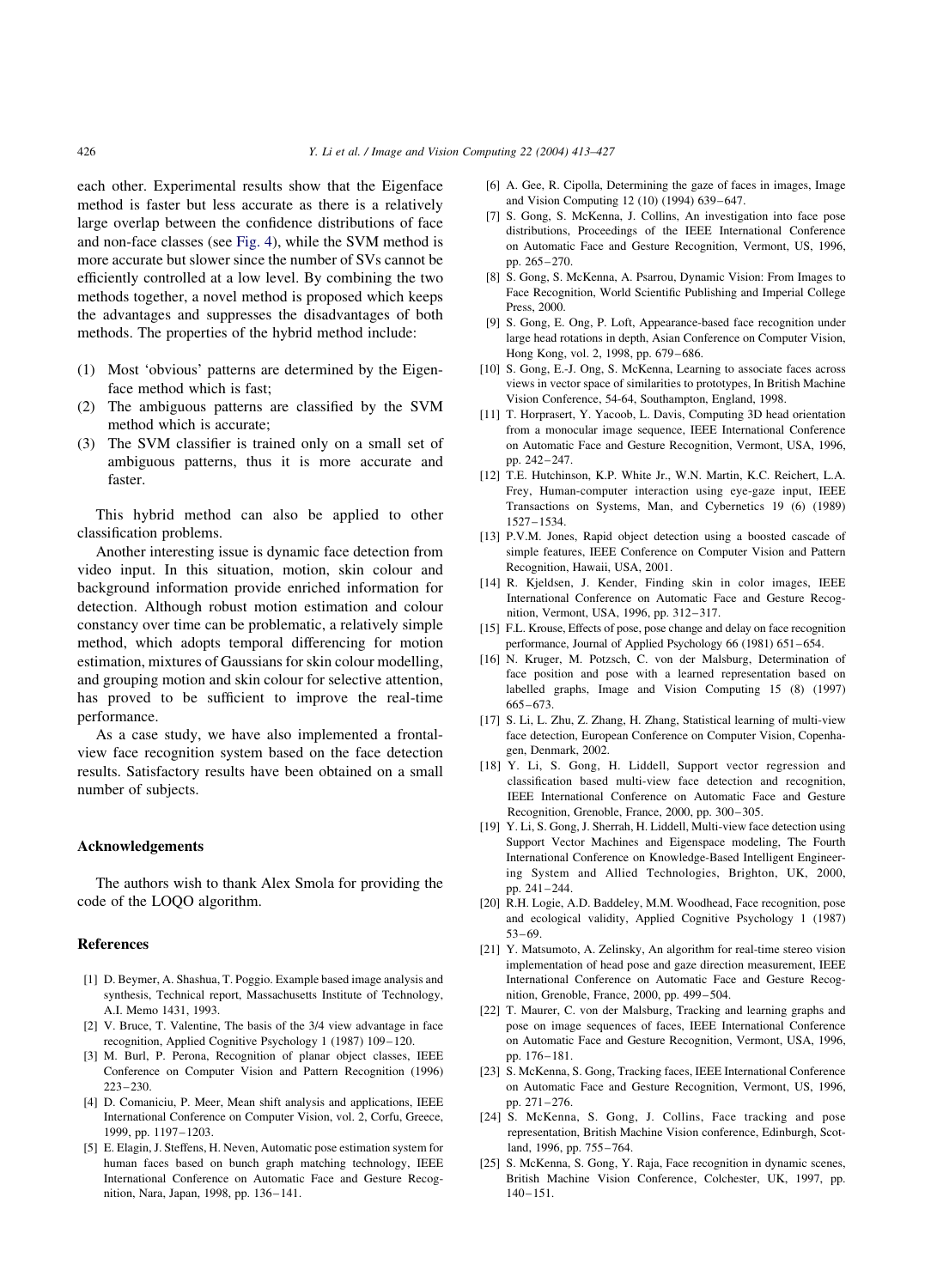each other. Experimental results show that the Eigenface method is faster but less accurate as there is a relatively large overlap between the confidence distributions of face and non-face classes (see Fig. 4), while the SVM method is more accurate but slower since the number of SVs cannot be efficiently controlled at a low level. By combining the two methods together, a novel method is proposed which keeps the advantages and suppresses the disadvantages of both methods. The properties of the hybrid method include:

(1) Most 'obvious' patterns are determined by the Eigenface method which is fast;
(2) The ambiguous patterns are classified by the SVM method which is accurate;
(3) The SVM classifier is trained only on a small set of ambiguous patterns, thus it is more accurate and faster.

This hybrid method can also be applied to other classification problems.

Another interesting issue is dynamic face detection from video input. In this situation, motion, skin colour and background information provide enriched information for detection. Although robust motion estimation and colour constancy over time can be problematic, a relatively simple method, which adopts temporal differencing for motion estimation, mixtures of Gaussians for skin colour modelling, and grouping motion and skin colour for selective attention, has proved to be sufficient to improve the real-time performance.

As a case study, we have also implemented a frontal-view face recognition system based on the face detection results. Satisfactory results have been obtained on a small number of subjects.

## Acknowledgements

The authors wish to thank Alex Smola for providing the code of the LOQO algorithm.

## References

[1] D. Beymer, A. Shashua, T. Poggio. Example based image analysis and synthesis, Technical report, Massachusetts Institute of Technology, A.I. Memo 1431, 1993.

[2] V. Bruce, T. Valentine, The basis of the 3/4 view advantage in face recognition, Applied Cognitive Psychology 1 (1987) 109–120.

[3] M. Burl, P. Perona, Recognition of planar object classes, IEEE Conference on Computer Vision and Pattern Recognition (1996) 223–230.

[4] D. Comaniciu, P. Meer, Mean shift analysis and applications, IEEE International Conference on Computer Vision, vol. 2, Corfu, Greece, 1999, pp. 1197–1203.

[5] E. Elagin, J. Steffens, H. Neven, Automatic pose estimation system for human faces based on bunch graph matching technology, IEEE International Conference on Automatic Face and Gesture Recognition, Nara, Japan, 1998, pp. 136–141.

[6] A. Gee, R. Cipolla, Determining the gaze of faces in images, Image and Vision Computing 12 (10) (1994) 639–647.

[7] S. Gong, S. McKenna, J. Collins, An investigation into face pose distributions, Proceedings of the IEEE International Conference on Automatic Face and Gesture Recognition, Vermont, US, 1996, pp. 265–270.

[8] S. Gong, S. McKenna, A. Psarrou, Dynamic Vision: From Images to Face Recognition, World Scientific Publishing and Imperial College Press, 2000.

[9] S. Gong, E. Ong, P. Loft, Appearance-based face recognition under large head rotations in depth, Asian Conference on Computer Vision, Hong Kong, vol. 2, 1998, pp. 679–686.

[10] S. Gong, E.-J. Ong, S. McKenna, Learning to associate faces across views in vector space of similarities to prototypes, In British Machine Vision Conference, 54-64, Southampton, England, 1998.

[11] T. Horprasert, Y. Yacoob, L. Davis, Computing 3D head orientation from a monocular image sequence, IEEE International Conference on Automatic Face and Gesture Recognition, Vermont, USA, 1996, pp. 242–247.

[12] T.E. Hutchinson, K.P. White Jr., W.N. Martin, K.C. Reichert, L.A. Frey, Human-computer interaction using eye-gaze input, IEEE Transactions on Systems, Man, and Cybernetics 19 (6) (1989) 1527–1534.

[13] P.V.M. Jones, Rapid object detection using a boosted cascade of simple features, IEEE Conference on Computer Vision and Pattern Recognition, Hawaii, USA, 2001.

[14] R. Kjeldsen, J. Kender, Finding skin in color images, IEEE International Conference on Automatic Face and Gesture Recognition, Vermont, USA, 1996, pp. 312–317.

[15] F.L. Krouse, Effects of pose, pose change and delay on face recognition performance, Journal of Applied Psychology 66 (1981) 651–654.

[16] N. Kruger, M. Potzsch, C. von der Malsburg, Determination of face position and pose with a learned representation based on labelled graphs, Image and Vision Computing 15 (8) (1997) 665–673.

[17] S. Li, L. Zhu, Z. Zhang, H. Zhang, Statistical learning of multi-view face detection, European Conference on Computer Vision, Copenhagen, Denmark, 2002.

[18] Y. Li, S. Gong, H. Liddell, Support vector regression and classification based multi-view face detection and recognition, IEEE International Conference on Automatic Face and Gesture Recognition, Grenoble, France, 2000, pp. 300–305.

[19] Y. Li, S. Gong, J. Sherrah, H. Liddell, Multi-view face detection using Support Vector Machines and Eigenspace modeling, The Fourth International Conference on Knowledge-Based Intelligent Engineering System and Allied Technologies, Brighton, UK, 2000, pp. 241–244.

[20] R.H. Logie, A.D. Baddeley, M.M. Woodhead, Face recognition, pose and ecological validity, Applied Cognitive Psychology 1 (1987) 53–69.

[21] Y. Matsumoto, A. Zelinsky, An algorithm for real-time stereo vision implementation of head pose and gaze direction measurement, IEEE International Conference on Automatic Face and Gesture Recognition, Grenoble, France, 2000, pp. 499–504.

[22] T. Maurer, C. von der Malsburg, Tracking and learning graphs and pose on image sequences of faces, IEEE International Conference on Automatic Face and Gesture Recognition, Vermont, USA, 1996, pp. 176–181.

[23] S. McKenna, S. Gong, Tracking faces, IEEE International Conference on Automatic Face and Gesture Recognition, Vermont, US, 1996, pp. 271–276.

[24] S. McKenna, S. Gong, J. Collins, Face tracking and pose representation, British Machine Vision conference, Edinburgh, Scotland, 1996, pp. 755–764.

[25] S. McKenna, S. Gong, Y. Raja, Face recognition in dynamic scenes, British Machine Vision Conference, Colchester, UK, 1997, pp. 140–151.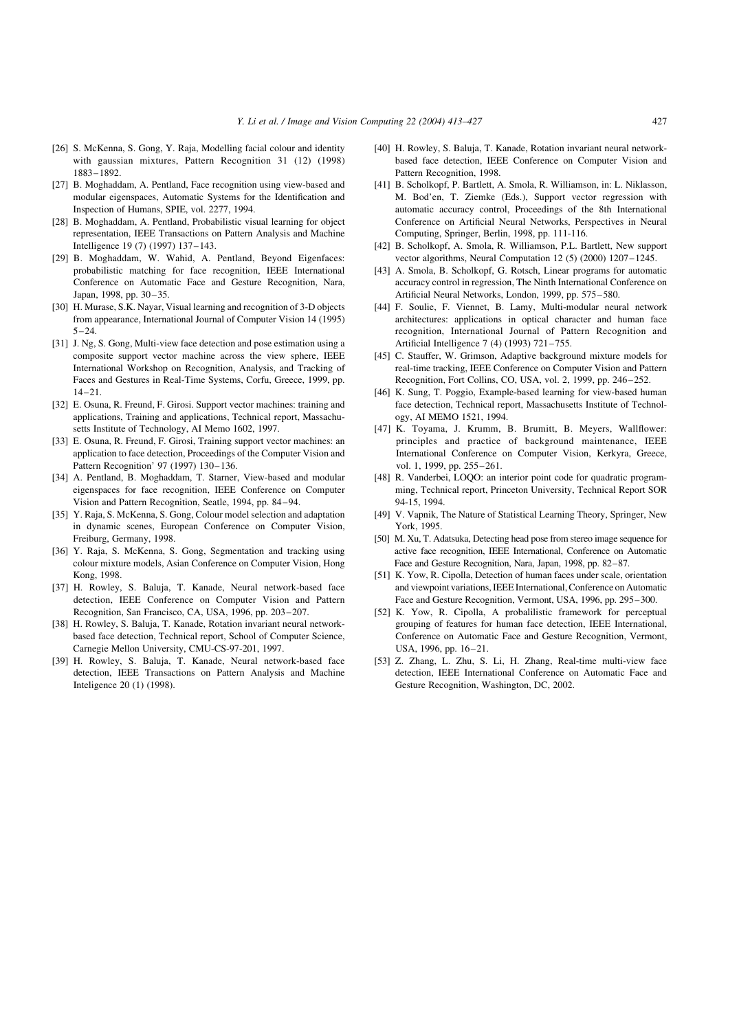[26] S. McKenna, S. Gong, Y. Raja, Modelling facial colour and identity with gaussian mixtures, Pattern Recognition 31 (12) (1998) 1883–1892.

[27] B. Moghaddam, A. Pentland, Face recognition using view-based and modular eigenspaces, Automatic Systems for the Identification and Inspection of Humans, SPIE, vol. 2277, 1994.

[28] B. Moghaddam, A. Pentland, Probabilistic visual learning for object representation, IEEE Transactions on Pattern Analysis and Machine Intelligence 19 (7) (1997) 137–143.

[29] B. Moghaddam, W. Wahid, A. Pentland, Beyond Eigenfaces: probabilistic matching for face recognition, IEEE International Conference on Automatic Face and Gesture Recognition, Nara, Japan, 1998, pp. 30–35.

[30] H. Murase, S.K. Nayar, Visual learning and recognition of 3-D objects from appearance, International Journal of Computer Vision 14 (1995) 5–24.

[31] J. Ng, S. Gong, Multi-view face detection and pose estimation using a composite support vector machine across the view sphere, IEEE International Workshop on Recognition, Analysis, and Tracking of Faces and Gestures in Real-Time Systems, Corfu, Greece, 1999, pp. 14–21.

[32] E. Osuna, R. Freund, F. Girosi. Support vector machines: training and applications, Training and applications, Technical report, Massachusetts Institute of Technology, AI Memo 1602, 1997.

[33] E. Osuna, R. Freund, F. Girosi, Training support vector machines: an application to face detection, Proceedings of the Computer Vision and Pattern Recognition' 97 (1997) 130–136.

[34] A. Pentland, B. Moghaddam, T. Starner, View-based and modular eigenspaces for face recognition, IEEE Conference on Computer Vision and Pattern Recognition, Seatle, 1994, pp. 84–94.

[35] Y. Raja, S. McKenna, S. Gong, Colour model selection and adaptation in dynamic scenes, European Conference on Computer Vision, Freiburg, Germany, 1998.

[36] Y. Raja, S. McKenna, S. Gong, Segmentation and tracking using colour mixture models, Asian Conference on Computer Vision, Hong Kong, 1998.

[37] H. Rowley, S. Baluja, T. Kanade, Neural network-based face detection, IEEE Conference on Computer Vision and Pattern Recognition, San Francisco, CA, USA, 1996, pp. 203–207.

[38] H. Rowley, S. Baluja, T. Kanade, Rotation invariant neural network-based face detection, Technical report, School of Computer Science, Carnegie Mellon University, CMU-CS-97-201, 1997.

[39] H. Rowley, S. Baluja, T. Kanade, Neural network-based face detection, IEEE Transactions on Pattern Analysis and Machine Inteligence 20 (1) (1998).

[40] H. Rowley, S. Baluja, T. Kanade, Rotation invariant neural network-based face detection, IEEE Conference on Computer Vision and Pattern Recognition, 1998.

[41] B. Scholkopf, P. Bartlett, A. Smola, R. Williamson, in: L. Niklasson, M. Bod'en, T. Ziemke (Eds.), Support vector regression with automatic accuracy control, Proceedings of the 8th International Conference on Artificial Neural Networks, Perspectives in Neural Computing, Springer, Berlin, 1998, pp. 111-116.

[42] B. Scholkopf, A. Smola, R. Williamson, P.L. Bartlett, New support vector algorithms, Neural Computation 12 (5) (2000) 1207–1245.

[43] A. Smola, B. Scholkopf, G. Rotsch, Linear programs for automatic accuracy control in regression, The Ninth International Conference on Artificial Neural Networks, London, 1999, pp. 575–580.

[44] F. Soulie, F. Viennet, B. Lamy, Multi-modular neural network architectures: applications in optical character and human face recognition, International Journal of Pattern Recognition and Artificial Intelligence 7 (4) (1993) 721–755.

[45] C. Stauffer, W. Grimson, Adaptive background mixture models for real-time tracking, IEEE Conference on Computer Vision and Pattern Recognition, Fort Collins, CO, USA, vol. 2, 1999, pp. 246–252.

[46] K. Sung, T. Poggio, Example-based learning for view-based human face detection, Technical report, Massachusetts Institute of Technology, AI MEMO 1521, 1994.

[47] K. Toyama, J. Krumm, B. Brumitt, B. Meyers, Wallflower: principles and practice of background maintenance, IEEE International Conference on Computer Vision, Kerkyra, Greece, vol. 1, 1999, pp. 255–261.

[48] R. Vanderbei, LOQO: an interior point code for quadratic programming, Technical report, Princeton University, Technical Report SOR 94-15, 1994.

[49] V. Vapnik, The Nature of Statistical Learning Theory, Springer, New York, 1995.

[50] M. Xu, T. Adatsuka, Detecting head pose from stereo image sequence for active face recognition, IEEE International, Conference on Automatic Face and Gesture Recognition, Nara, Japan, 1998, pp. 82–87.

[51] K. Yow, R. Cipolla, Detection of human faces under scale, orientation and viewpoint variations, IEEE International, Conference on Automatic Face and Gesture Recognition, Vermont, USA, 1996, pp. 295–300.

[52] K. Yow, R. Cipolla, A probalilistic framework for perceptual grouping of features for human face detection, IEEE International, Conference on Automatic Face and Gesture Recognition, Vermont, USA, 1996, pp. 16–21.

[53] Z. Zhang, L. Zhu, S. Li, H. Zhang, Real-time multi-view face detection, IEEE International Conference on Automatic Face and Gesture Recognition, Washington, DC, 2002.